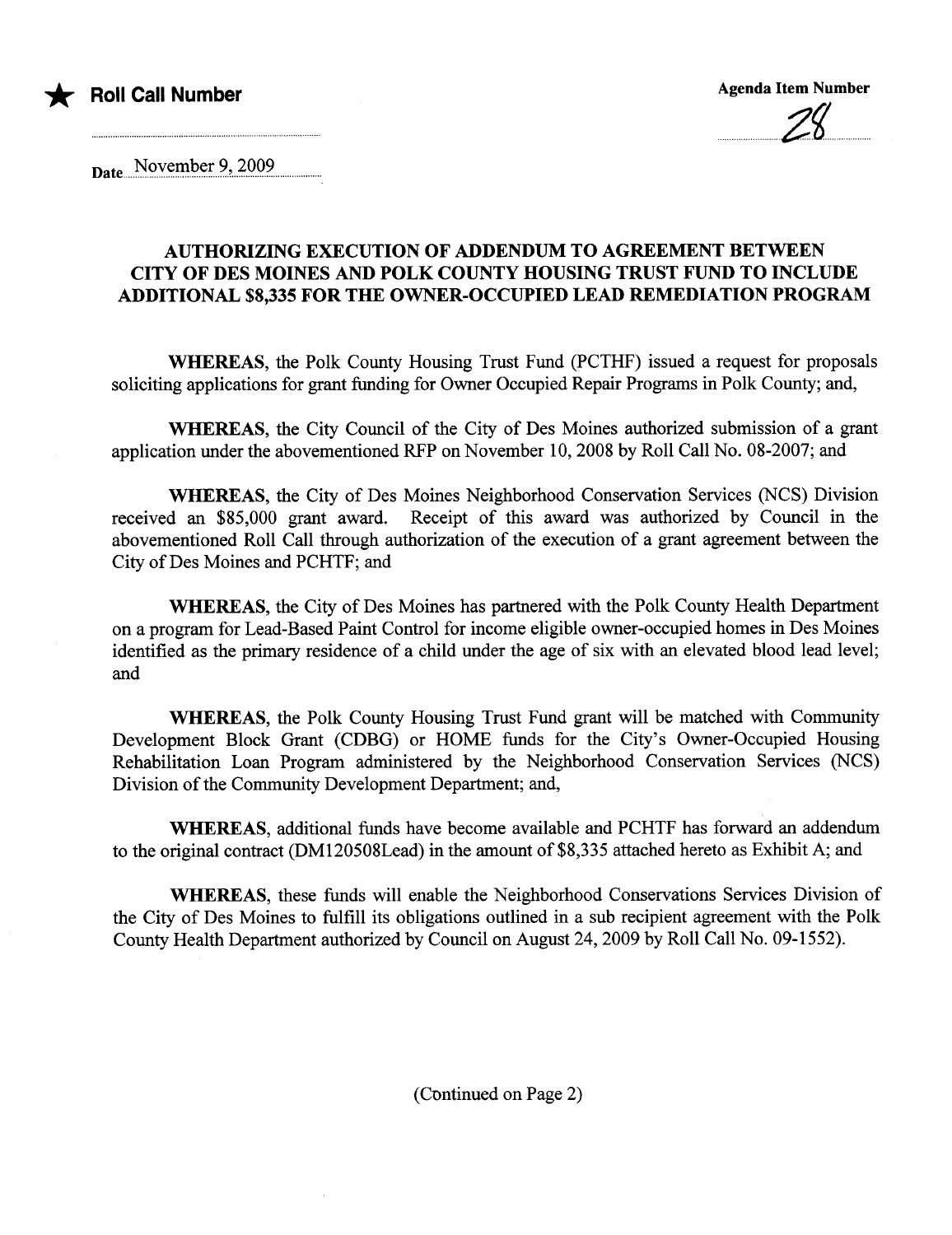★ **Roll Call Number**

**Agenda Item Number**

28

Date November 9, 2009

## AUTHORIZING EXECUTION OF ADDENDUM TO AGREEMENT BETWEEN CITY OF DES MOINES AND POLK COUNTY HOUSING TRUST FUND TO INCLUDE ADDITIONAL $8,335 FOR THE OWNER-OCCUPIED LEAD REMEDIATION PROGRAM

**WHEREAS**, the Polk County Housing Trust Fund (PCTHF) issued a request for proposals soliciting applications for grant funding for Owner Occupied Repair Programs in Polk County; and,

**WHEREAS**, the City Council of the City of Des Moines authorized submission of a grant application under the abovementioned RFP on November 10, 2008 by Roll Call No. 08-2007; and

**WHEREAS**, the City of Des Moines Neighborhood Conservation Services (NCS) Division received an $85,000 grant award. Receipt of this award was authorized by Council in the abovementioned Roll Call through authorization of the execution of a grant agreement between the City of Des Moines and PCHTF; and

**WHEREAS**, the City of Des Moines has partnered with the Polk County Health Department on a program for Lead-Based Paint Control for income eligible owner-occupied homes in Des Moines identified as the primary residence of a child under the age of six with an elevated blood lead level; and

**WHEREAS**, the Polk County Housing Trust Fund grant will be matched with Community Development Block Grant (CDBG) or HOME funds for the City's Owner-Occupied Housing Rehabilitation Loan Program administered by the Neighborhood Conservation Services (NCS) Division of the Community Development Department; and,

**WHEREAS**, additional funds have become available and PCHTF has forward an addendum to the original contract (DM120508Lead) in the amount of $8,335 attached hereto as Exhibit A; and

**WHEREAS**, these funds will enable the Neighborhood Conservations Services Division of the City of Des Moines to fulfill its obligations outlined in a sub recipient agreement with the Polk County Health Department authorized by Council on August 24, 2009 by Roll Call No. 09-1552).

(Continued on Page 2)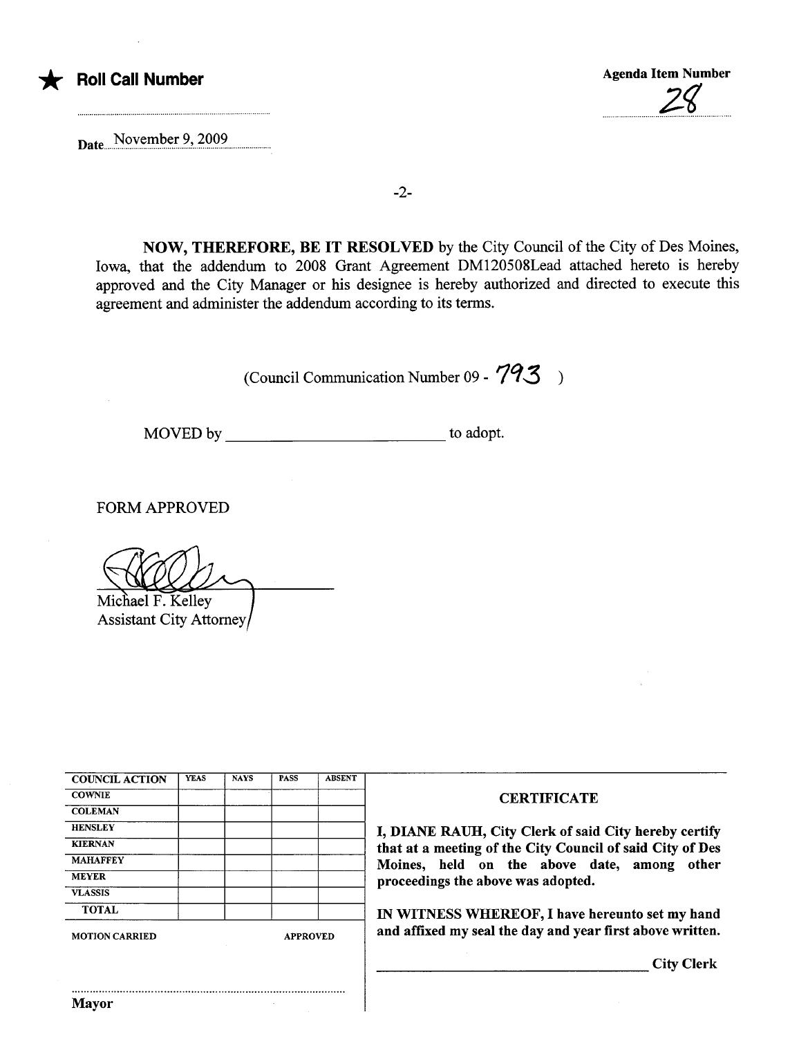★ **Roll Call Number**

Agenda Item Number

28

Date November 9, 2009

**NOW, THEREFORE, BE IT RESOLVED** by the City Council of the City of Des Moines, Iowa, that the addendum to 2008 Grant Agreement DM120508Lead attached hereto is hereby approved and the City Manager or his designee is hereby authorized and directed to execute this agreement and administer the addendum according to its terms.

(Council Communication Number 09 - 793 )

MOVED by ____________________________ to adopt.

FORM APPROVED

Michael F. Kelley
Assistant City Attorney

| COUNCIL ACTION | YEAS | NAYS | PASS | ABSENT |
| --- | --- | --- | --- | --- |
| COWNIE | | | | |
| COLEMAN | | | | |
| HENSLEY | | | | |
| KIERNAN | | | | |
| MAHAFFEY | | | | |
| MEYER | | | | |
| VLASSIS | | | | |
| TOTAL | | | | |
| MOTION CARRIED | | | APPROVED | |

Mayor

**CERTIFICATE**

**I, DIANE RAUH, City Clerk of said City hereby certify that at a meeting of the City Council of said City of Des Moines, held on the above date, among other proceedings the above was adopted.**

**IN WITNESS WHEREOF, I have hereunto set my hand and affixed my seal the day and year first above written.**

____________________________ **City Clerk**